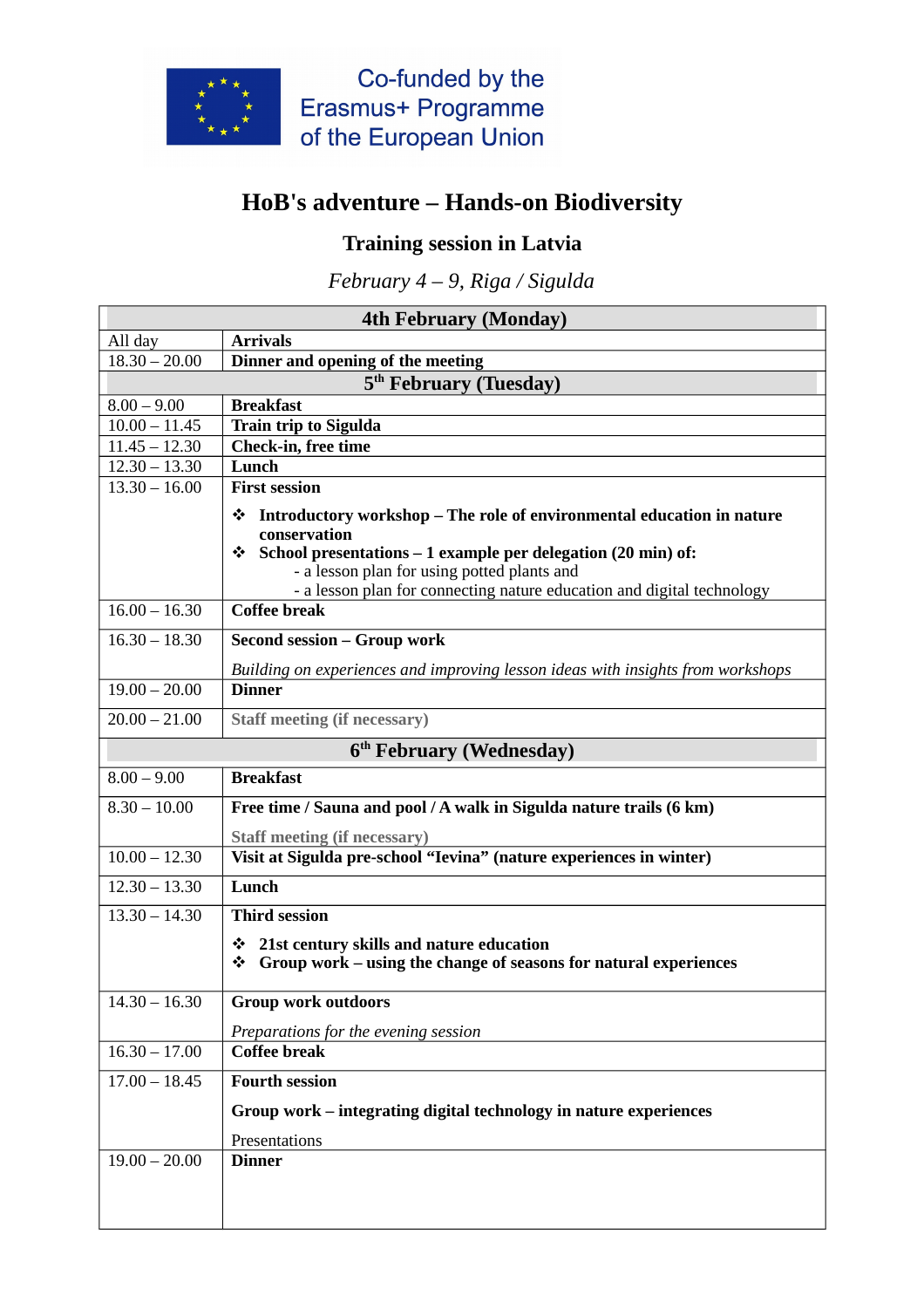Co-funded by the Erasmus+ Programme of the European Union

# HoB's adventure – Hands-on Biodiversity

## Training session in Latvia

*February 4 – 9, Riga / Sigulda*

| **4th February (Monday)** | |
|---|---|
| All day | **Arrivals** |
| 18.30 – 20.00 | **Dinner and opening of the meeting** |
| **5th February (Tuesday)** | |
| 8.00 – 9.00 | **Breakfast** |
| 10.00 – 11.45 | **Train trip to Sigulda** |
| 11.45 – 12.30 | **Check-in, free time** |
| 12.30 – 13.30 | **Lunch** |
| 13.30 – 16.00 | **First session**<br>❖ **Introductory workshop – The role of environmental education in nature conservation**<br>❖ **School presentations – 1 example per delegation (20 min) of:**<br>- a lesson plan for using potted plants and<br>- a lesson plan for connecting nature education and digital technology |
| 16.00 – 16.30 | **Coffee break** |
| 16.30 – 18.30 | **Second session – Group work**<br>*Building on experiences and improving lesson ideas with insights from workshops* |
| 19.00 – 20.00 | **Dinner** |
| 20.00 – 21.00 | **Staff meeting (if necessary)** |
| **6th February (Wednesday)** | |
| 8.00 – 9.00 | **Breakfast** |
| 8.30 – 10.00 | **Free time / Sauna and pool / A walk in Sigulda nature trails (6 km)**<br>**Staff meeting (if necessary)** |
| 10.00 – 12.30 | **Visit at Sigulda pre-school "Ievina" (nature experiences in winter)** |
| 12.30 – 13.30 | **Lunch** |
| 13.30 – 14.30 | **Third session**<br>❖ **21st century skills and nature education**<br>❖ **Group work – using the change of seasons for natural experiences** |
| 14.30 – 16.30 | **Group work outdoors**<br>*Preparations for the evening session* |
| 16.30 – 17.00 | **Coffee break** |
| 17.00 – 18.45 | **Fourth session**<br>**Group work – integrating digital technology in nature experiences**<br>Presentations |
| 19.00 – 20.00 | **Dinner** |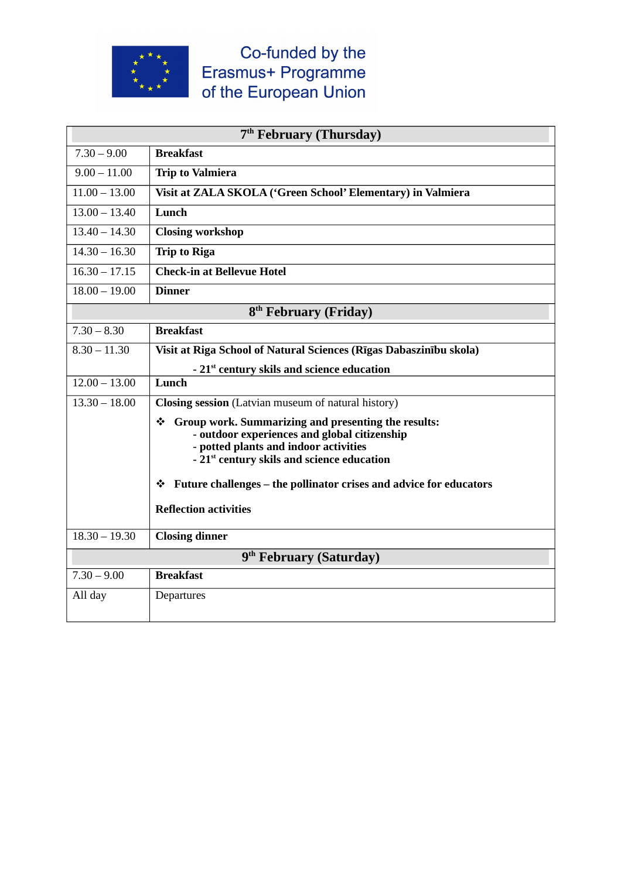Co-funded by the Erasmus+ Programme of the European Union

| | |
|---|---|
| **7th February (Thursday)** | |
| 7.30 – 9.00 | **Breakfast** |
| 9.00 – 11.00 | **Trip to Valmiera** |
| 11.00 – 13.00 | **Visit at ZALA SKOLA (‘Green School’ Elementary) in Valmiera** |
| 13.00 – 13.40 | **Lunch** |
| 13.40 – 14.30 | **Closing workshop** |
| 14.30 – 16.30 | **Trip to Riga** |
| 16.30 – 17.15 | **Check-in at Bellevue Hotel** |
| 18.00 – 19.00 | **Dinner** |
| **8th February (Friday)** | |
| 7.30 – 8.30 | **Breakfast** |
| 8.30 – 11.30 | **Visit at Riga School of Natural Sciences (Rīgas Dabaszinību skola)**<br>**- 21st century skils and science education** |
| 12.00 – 13.00 | **Lunch** |
| 13.30 – 18.00 | **Closing session** (Latvian museum of natural history)<br>❖ **Group work. Summarizing and presenting the results:**<br>**- outdoor experiences and global citizenship**<br>**- potted plants and indoor activities**<br>**- 21st century skils and science education**<br>❖ **Future challenges – the pollinator crises and advice for educators**<br>**Reflection activities** |
| 18.30 – 19.30 | **Closing dinner** |
| **9th February (Saturday)** | |
| 7.30 – 9.00 | **Breakfast** |
| All day | Departures |